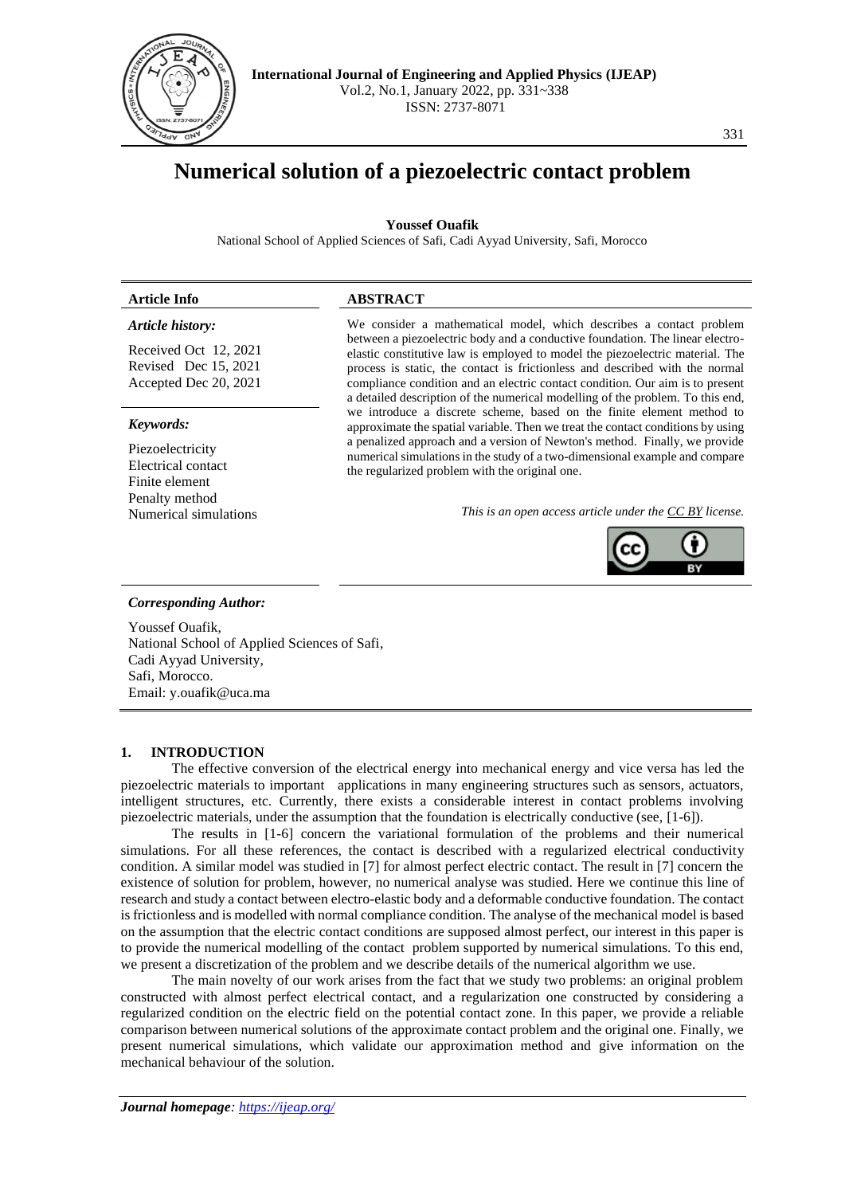# Numerical solution of a piezoelectric contact problem

**Youssef Ouafik**

National School of Applied Sciences of Safi, Cadi Ayyad University, Safi, Morocco

**Article Info**

*Article history:*

Received Oct 12, 2021
Revised Dec 15, 2021
Accepted Dec 20, 2021

*Keywords:*

Piezoelectricity
Electrical contact
Finite element
Penalty method
Numerical simulations

**ABSTRACT**

We consider a mathematical model, which describes a contact problem between a piezoelectric body and a conductive foundation. The linear electro-elastic constitutive law is employed to model the piezoelectric material. The process is static, the contact is frictionless and described with the normal compliance condition and an electric contact condition. Our aim is to present a detailed description of the numerical modelling of the problem. To this end, we introduce a discrete scheme, based on the finite element method to approximate the spatial variable. Then we treat the contact conditions by using a penalized approach and a version of Newton's method. Finally, we provide numerical simulations in the study of a two-dimensional example and compare the regularized problem with the original one.

*This is an open access article under the CC BY license.*

*Corresponding Author:*

Youssef Ouafik,
National School of Applied Sciences of Safi,
Cadi Ayyad University,
Safi, Morocco.
Email: y.ouafik@uca.ma

## 1. INTRODUCTION

The effective conversion of the electrical energy into mechanical energy and vice versa has led the piezoelectric materials to important applications in many engineering structures such as sensors, actuators, intelligent structures, etc. Currently, there exists a considerable interest in contact problems involving piezoelectric materials, under the assumption that the foundation is electrically conductive (see, [1-6]).

The results in [1-6] concern the variational formulation of the problems and their numerical simulations. For all these references, the contact is described with a regularized electrical conductivity condition. A similar model was studied in [7] for almost perfect electric contact. The result in [7] concern the existence of solution for problem, however, no numerical analyse was studied. Here we continue this line of research and study a contact between electro-elastic body and a deformable conductive foundation. The contact is frictionless and is modelled with normal compliance condition. The analyse of the mechanical model is based on the assumption that the electric contact conditions are supposed almost perfect, our interest in this paper is to provide the numerical modelling of the contact problem supported by numerical simulations. To this end, we present a discretization of the problem and we describe details of the numerical algorithm we use.

The main novelty of our work arises from the fact that we study two problems: an original problem constructed with almost perfect electrical contact, and a regularization one constructed by considering a regularized condition on the electric field on the potential contact zone. In this paper, we provide a reliable comparison between numerical solutions of the approximate contact problem and the original one. Finally, we present numerical simulations, which validate our approximation method and give information on the mechanical behaviour of the solution.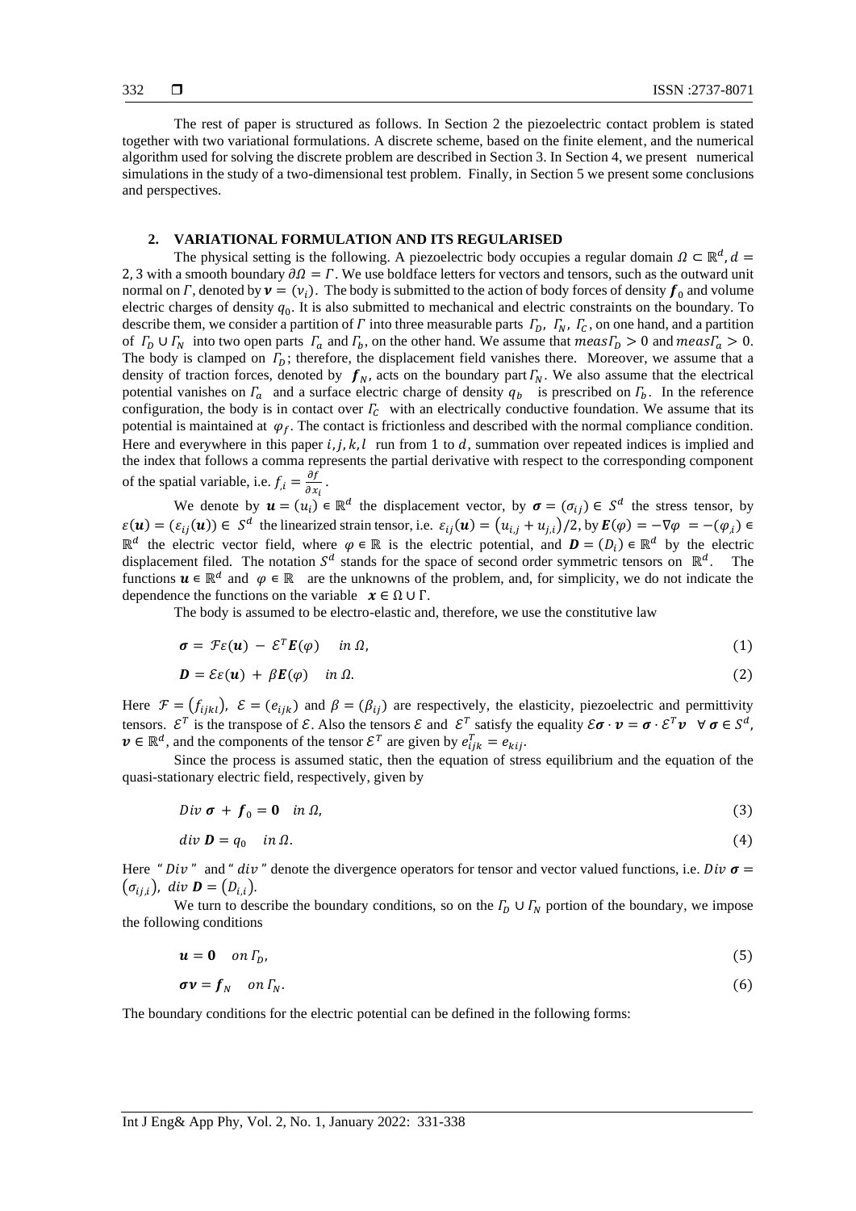The rest of paper is structured as follows. In Section 2 the piezoelectric contact problem is stated together with two variational formulations. A discrete scheme, based on the finite element, and the numerical algorithm used for solving the discrete problem are described in Section 3. In Section 4, we present numerical simulations in the study of a two-dimensional test problem. Finally, in Section 5 we present some conclusions and perspectives.

## 2. VARIATIONAL FORMULATION AND ITS REGULARISED

The physical setting is the following. A piezoelectric body occupies a regular domain $\Omega \subset \mathbb{R}^d, d = 2, 3$ with a smooth boundary $\partial\Omega = \Gamma$. We use boldface letters for vectors and tensors, such as the outward unit normal on $\Gamma$, denoted by $\boldsymbol{\nu} = (\nu_i)$. The body is submitted to the action of body forces of density $\boldsymbol{f}_0$ and volume electric charges of density $q_0$. It is also submitted to mechanical and electric constraints on the boundary. To describe them, we consider a partition of $\Gamma$ into three measurable parts $\Gamma_D$, $\Gamma_N$, $\Gamma_C$, on one hand, and a partition of $\Gamma_D \cup \Gamma_N$ into two open parts $\Gamma_a$ and $\Gamma_b$, on the other hand. We assume that $meas\Gamma_D > 0$ and $meas\Gamma_a > 0$. The body is clamped on $\Gamma_D$; therefore, the displacement field vanishes there. Moreover, we assume that a density of traction forces, denoted by $\boldsymbol{f}_N$, acts on the boundary part $\Gamma_N$. We also assume that the electrical potential vanishes on $\Gamma_a$ and a surface electric charge of density $q_b$ is prescribed on $\Gamma_b$. In the reference configuration, the body is in contact over $\Gamma_C$ with an electrically conductive foundation. We assume that its potential is maintained at $\varphi_f$. The contact is frictionless and described with the normal compliance condition. Here and everywhere in this paper $i, j, k, l$ run from 1 to $d$, summation over repeated indices is implied and the index that follows a comma represents the partial derivative with respect to the corresponding component of the spatial variable, i.e. $f_{,i} = \frac{\partial f}{\partial x_i}$.

We denote by $\boldsymbol{u} = (u_i) \in \mathbb{R}^d$ the displacement vector, by $\boldsymbol{\sigma} = (\sigma_{ij}) \in S^d$ the stress tensor, by $\varepsilon(\boldsymbol{u}) = (\varepsilon_{ij}(\boldsymbol{u})) \in S^d$ the linearized strain tensor, i.e. $\varepsilon_{ij}(\boldsymbol{u}) = (u_{i,j} + u_{j,i})/2$, by $\boldsymbol{E}(\varphi) = -\nabla\varphi = -(\varphi_{,i}) \in \mathbb{R}^d$ the electric vector field, where $\varphi \in \mathbb{R}$ is the electric potential, and $\boldsymbol{D} = (D_i) \in \mathbb{R}^d$ by the electric displacement filed. The notation $S^d$ stands for the space of second order symmetric tensors on $\mathbb{R}^d$. The functions $\boldsymbol{u} \in \mathbb{R}^d$ and $\varphi \in \mathbb{R}$ are the unknowns of the problem, and, for simplicity, we do not indicate the dependence the functions on the variable $\boldsymbol{x} \in \Omega \cup \Gamma$.

The body is assumed to be electro-elastic and, therefore, we use the constitutive law

$$\boldsymbol{\sigma} = \mathcal{F}\varepsilon(\boldsymbol{u}) - \mathcal{E}^T\boldsymbol{E}(\varphi) \quad in\ \Omega, \tag{1}$$

$$\boldsymbol{D} = \mathcal{E}\varepsilon(\boldsymbol{u}) + \beta\boldsymbol{E}(\varphi) \quad in\ \Omega. \tag{2}$$

Here $\mathcal{F} = (f_{ijkl})$, $\mathcal{E} = (e_{ijk})$ and $\beta = (\beta_{ij})$ are respectively, the elasticity, piezoelectric and permittivity tensors. $\mathcal{E}^T$ is the transpose of $\mathcal{E}$. Also the tensors $\mathcal{E}$ and $\mathcal{E}^T$ satisfy the equality $\mathcal{E}\boldsymbol{\sigma} \cdot \boldsymbol{v} = \boldsymbol{\sigma} \cdot \mathcal{E}^T\boldsymbol{v} \quad \forall\, \boldsymbol{\sigma} \in S^d$, $\boldsymbol{v} \in \mathbb{R}^d$, and the components of the tensor $\mathcal{E}^T$ are given by $e^T_{ijk} = e_{kij}$.

Since the process is assumed static, then the equation of stress equilibrium and the equation of the quasi-stationary electric field, respectively, given by

$$Div\ \boldsymbol{\sigma} + \boldsymbol{f}_0 = \boldsymbol{0} \quad in\ \Omega, \tag{3}$$

$$div\ \boldsymbol{D} = q_0 \quad in\ \Omega. \tag{4}$$

Here " $Div$ " and " $div$ " denote the divergence operators for tensor and vector valued functions, i.e. $Div\ \boldsymbol{\sigma} = (\sigma_{ij,j})$, $div\ \boldsymbol{D} = (D_{i,i})$.

We turn to describe the boundary conditions, so on the $\Gamma_D \cup \Gamma_N$ portion of the boundary, we impose the following conditions

$$\boldsymbol{u} = \boldsymbol{0} \quad on\ \Gamma_D, \tag{5}$$

$$\boldsymbol{\sigma\nu} = \boldsymbol{f}_N \quad on\ \Gamma_N. \tag{6}$$

The boundary conditions for the electric potential can be defined in the following forms: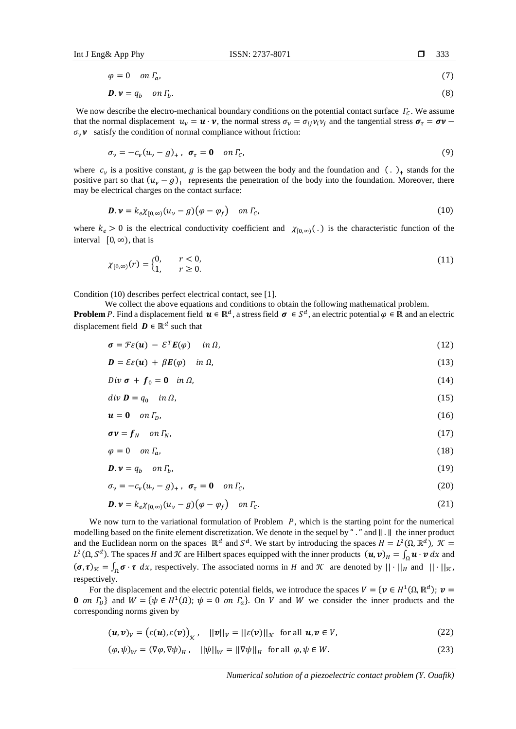$$\varphi = 0 \quad on\ \Gamma_a, \tag{7}$$

$$\boldsymbol{D}.\boldsymbol{\nu} = q_b \quad on\ \Gamma_b. \tag{8}$$

We now describe the electro-mechanical boundary conditions on the potential contact surface $\Gamma_C$. We assume that the normal displacement $u_\nu = \boldsymbol{u}\cdot\boldsymbol{\nu}$, the normal stress $\sigma_\nu = \sigma_{ij}\nu_i\nu_j$ and the tangential stress $\boldsymbol{\sigma}_\tau = \boldsymbol{\sigma\nu} - \sigma_\nu\boldsymbol{\nu}$ satisfy the condition of normal compliance without friction:

$$\sigma_\nu = -c_\nu(u_\nu - g)_+\,,\ \ \boldsymbol{\sigma}_\tau = \boldsymbol{0} \quad on\ \Gamma_C, \tag{9}$$

where $c_\nu$ is a positive constant, $g$ is the gap between the body and the foundation and $(\,.\,)_+$ stands for the positive part so that $(u_\nu - g)_+$ represents the penetration of the body into the foundation. Moreover, there may be electrical charges on the contact surface:

$$\boldsymbol{D}.\boldsymbol{\nu} = k_e\chi_{[0,\infty)}(u_\nu - g)(\varphi - \varphi_f) \quad on\ \Gamma_C, \tag{10}$$

where $k_e > 0$ is the electrical conductivity coefficient and $\chi_{[0,\infty)}(\,.\,)$ is the characteristic function of the interval $[0,\infty)$, that is

$$\chi_{[0,\infty)}(r) = \begin{cases} 0, & r < 0, \\ 1, & r \geq 0. \end{cases} \tag{11}$$

Condition (10) describes perfect electrical contact, see [1].

We collect the above equations and conditions to obtain the following mathematical problem.

**Problem** $P$. Find a displacement field $\boldsymbol{u} \in \mathbb{R}^d$, a stress field $\boldsymbol{\sigma} \in S^d$, an electric potential $\varphi \in \mathbb{R}$ and an electric displacement field $\boldsymbol{D} \in \mathbb{R}^d$ such that

$$\boldsymbol{\sigma} = \mathcal{F}\varepsilon(\boldsymbol{u}) - \mathcal{E}^T\boldsymbol{E}(\varphi) \quad in\ \Omega, \tag{12}$$

$$\boldsymbol{D} = \mathcal{E}\varepsilon(\boldsymbol{u}) + \beta\boldsymbol{E}(\varphi) \quad in\ \Omega, \tag{13}$$

$$Div\ \boldsymbol{\sigma} + \boldsymbol{f}_0 = \boldsymbol{0} \quad in\ \Omega, \tag{14}$$

$$div\ \boldsymbol{D} = q_0 \quad in\ \Omega, \tag{15}$$

$$\boldsymbol{u} = \boldsymbol{0} \quad on\ \Gamma_D, \tag{16}$$

$$\boldsymbol{\sigma\nu} = \boldsymbol{f}_N \quad on\ \Gamma_N, \tag{17}$$

$$\varphi = 0 \quad on\ \Gamma_a, \tag{18}$$

$$\boldsymbol{D}.\boldsymbol{\nu} = q_b \quad on\ \Gamma_b, \tag{19}$$

$$\sigma_\nu = -c_\nu(u_\nu - g)_+\,,\ \ \boldsymbol{\sigma}_\tau = \boldsymbol{0} \quad on\ \Gamma_C, \tag{20}$$

$$\boldsymbol{D}.\boldsymbol{\nu} = k_e\chi_{[0,\infty)}(u_\nu - g)(\varphi - \varphi_f) \quad on\ \Gamma_C. \tag{21}$$

We now turn to the variational formulation of Problem $P$, which is the starting point for the numerical modelling based on the finite element discretization. We denote in the sequel by " . " and $\|\,.\,\|$ the inner product and the Euclidean norm on the spaces $\mathbb{R}^d$ and $S^d$. We start by introducing the spaces $H = L^2(\Omega, \mathbb{R}^d)$, $\mathcal{K} = L^2(\Omega, S^d)$. The spaces $H$ and $\mathcal{K}$ are Hilbert spaces equipped with the inner products $(\boldsymbol{u},\boldsymbol{v})_H = \int_\Omega \boldsymbol{u}\cdot\boldsymbol{v}\,dx$ and $(\boldsymbol{\sigma},\boldsymbol{\tau})_{\mathcal{K}} = \int_\Omega \boldsymbol{\sigma}\cdot\boldsymbol{\tau}\,dx$, respectively. The associated norms in $H$ and $\mathcal{K}$ are denoted by $||\cdot||_H$ and $||\cdot||_{\mathcal{K}}$, respectively.

For the displacement and the electric potential fields, we introduce the spaces $V = \{\boldsymbol{v} \in H^1(\Omega, \mathbb{R}^d);\ \boldsymbol{v} = \boldsymbol{0}\ on\ \Gamma_D\}$ and $W = \{\psi \in H^1(\Omega);\ \psi = 0\ on\ \Gamma_a\}$. On $V$ and $W$ we consider the inner products and the corresponding norms given by

$$(\boldsymbol{u},\boldsymbol{v})_V = (\varepsilon(\boldsymbol{u}),\varepsilon(\boldsymbol{v}))_{\mathcal{K}}\,,\quad ||\boldsymbol{v}||_V = ||\varepsilon(\boldsymbol{v})||_{\mathcal{K}} \ \text{ for all } \boldsymbol{u},\boldsymbol{v} \in V, \tag{22}$$

$$(\varphi,\psi)_W = (\nabla\varphi,\nabla\psi)_H\,,\quad ||\psi||_W = ||\nabla\psi||_H \ \text{ for all } \varphi,\psi \in W. \tag{23}$$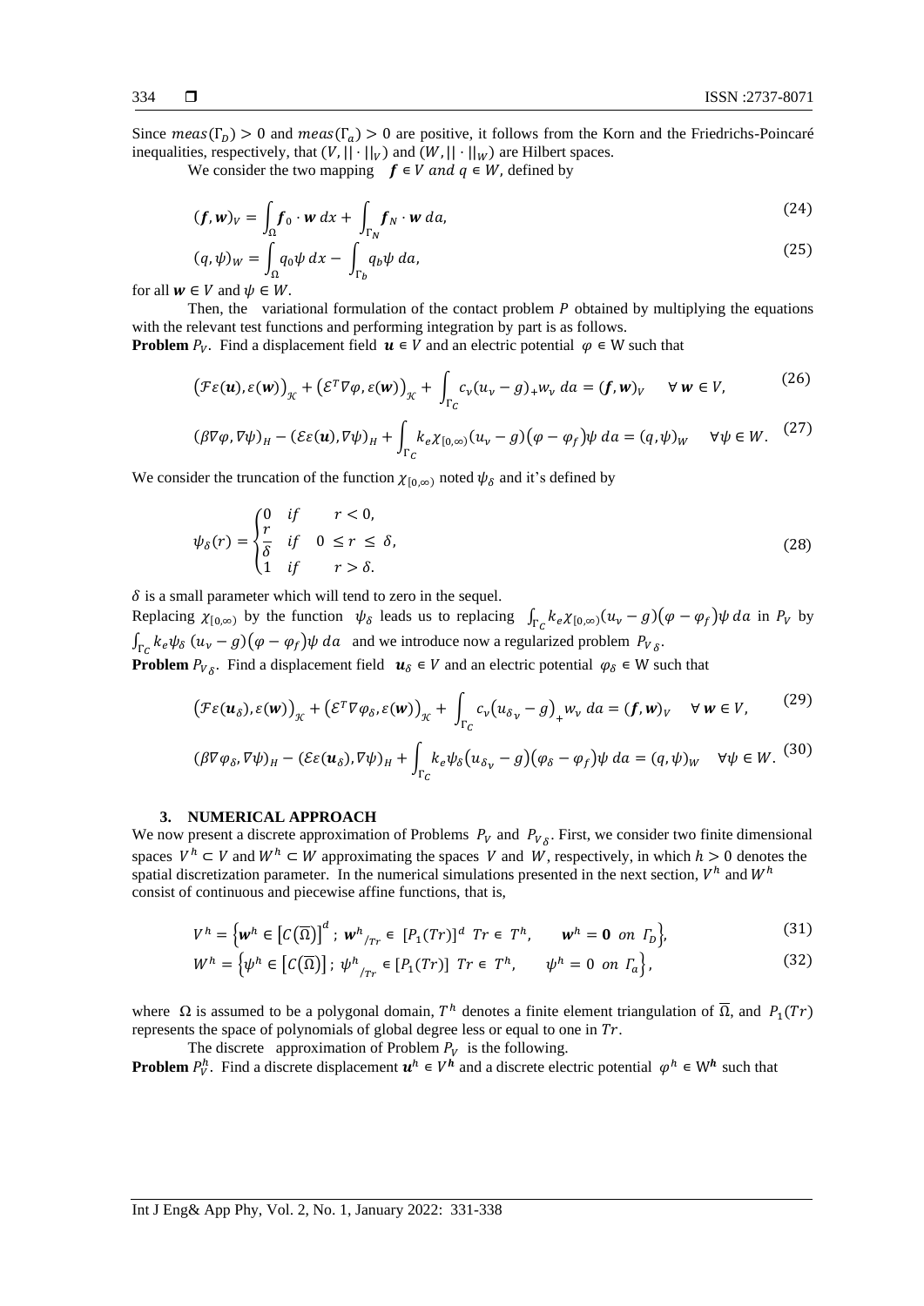Since $meas(\Gamma_D) > 0$ and $meas(\Gamma_a) > 0$ are positive, it follows from the Korn and the Friedrichs-Poincaré inequalities, respectively, that $(V, ||\cdot||_V)$ and $(W, ||\cdot||_W)$ are Hilbert spaces.

We consider the two mapping $\boldsymbol{f} \in V$ and $q \in W$, defined by

$$(\boldsymbol{f}, \boldsymbol{w})_V = \int_\Omega \boldsymbol{f}_0 \cdot \boldsymbol{w}\, dx + \int_{\Gamma_N} \boldsymbol{f}_N \cdot \boldsymbol{w}\, da, \tag{24}$$

$$(q, \psi)_W = \int_\Omega q_0 \psi\, dx - \int_{\Gamma_b} q_b \psi\, da, \tag{25}$$

for all $\boldsymbol{w} \in V$ and $\psi \in W$.

Then, the variational formulation of the contact problem $P$ obtained by multiplying the equations with the relevant test functions and performing integration by part is as follows.

**Problem** $P_V$. Find a displacement field $\boldsymbol{u} \in V$ and an electric potential $\varphi \in W$ such that

$$\big(\mathcal{F}\varepsilon(\boldsymbol{u}), \varepsilon(\boldsymbol{w})\big)_{\mathcal{H}} + \big(\mathcal{E}^T\nabla\varphi, \varepsilon(\boldsymbol{w})\big)_{\mathcal{H}} + \int_{\Gamma_C} c_\nu (u_\nu - g)_+ w_\nu\, da = (\boldsymbol{f}, \boldsymbol{w})_V \quad \forall\, \boldsymbol{w} \in V, \tag{26}$$

$$(\beta\nabla\varphi, \nabla\psi)_H - (\mathcal{E}\varepsilon(\boldsymbol{u}), \nabla\psi)_H + \int_{\Gamma_C} k_e \chi_{[0,\infty)}(u_\nu - g)(\varphi - \varphi_f)\psi\, da = (q, \psi)_W \quad \forall \psi \in W. \tag{27}$$

We consider the truncation of the function $\chi_{[0,\infty)}$ noted $\psi_\delta$ and it's defined by

$$\psi_\delta(r) = \begin{cases} 0 & if \quad r < 0, \\ \dfrac{r}{\delta} & if \quad 0 \le r \le \delta, \\ 1 & if \quad r > \delta. \end{cases} \tag{28}$$

$\delta$ is a small parameter which will tend to zero in the sequel.

Replacing $\chi_{[0,\infty)}$ by the function $\psi_\delta$ leads us to replacing $\int_{\Gamma_C} k_e \chi_{[0,\infty)}(u_\nu - g)(\varphi - \varphi_f)\psi\, da$ in $P_V$ by $\int_{\Gamma_C} k_e \psi_\delta\, (u_\nu - g)(\varphi - \varphi_f)\psi\, da$ and we introduce now a regularized problem $P_{V_\delta}$.

**Problem** $P_{V_\delta}$. Find a displacement field $\boldsymbol{u}_\delta \in V$ and an electric potential $\varphi_\delta \in W$ such that

$$\big(\mathcal{F}\varepsilon(\boldsymbol{u}_\delta), \varepsilon(\boldsymbol{w})\big)_{\mathcal{H}} + \big(\mathcal{E}^T\nabla\varphi_\delta, \varepsilon(\boldsymbol{w})\big)_{\mathcal{H}} + \int_{\Gamma_C} c_\nu \big(u_{\delta_\nu} - g\big)_+ w_\nu\, da = (\boldsymbol{f}, \boldsymbol{w})_V \quad \forall\, \boldsymbol{w} \in V, \tag{29}$$

$$(\beta\nabla\varphi_\delta, \nabla\psi)_H - (\mathcal{E}\varepsilon(\boldsymbol{u}_\delta), \nabla\psi)_H + \int_{\Gamma_C} k_e \psi_\delta \big(u_{\delta_\nu} - g\big)(\varphi_\delta - \varphi_f)\psi\, da = (q, \psi)_W \quad \forall \psi \in W. \tag{30}$$

## 3. NUMERICAL APPROACH

We now present a discrete approximation of Problems $P_V$ and $P_{V_\delta}$. First, we consider two finite dimensional spaces $V^h \subset V$ and $W^h \subset W$ approximating the spaces $V$ and $W$, respectively, in which $h > 0$ denotes the spatial discretization parameter. In the numerical simulations presented in the next section, $V^h$ and $W^h$ consist of continuous and piecewise affine functions, that is,

$$V^h = \Big\{ \boldsymbol{w}^h \in \big[C(\overline{\Omega})\big]^d\, ;\ \boldsymbol{w}^h{}_{/Tr} \in [P_1(Tr)]^d\ Tr \in T^h, \qquad \boldsymbol{w}^h = \boldsymbol{0}\ on\ \Gamma_D \Big\}, \tag{31}$$

$$W^h = \Big\{ \psi^h \in \big[C(\overline{\Omega})\big]\, ;\ \psi^h{}_{/Tr} \in [P_1(Tr)]\ Tr \in T^h, \qquad \psi^h = 0\ on\ \Gamma_a \Big\}, \tag{32}$$

where $\Omega$ is assumed to be a polygonal domain, $T^h$ denotes a finite element triangulation of $\overline{\Omega}$, and $P_1(Tr)$ represents the space of polynomials of global degree less or equal to one in $Tr$.

The discrete approximation of Problem $P_V$ is the following.

**Problem** $P_V^h$. Find a discrete displacement $\boldsymbol{u}^h \in V^h$ and a discrete electric potential $\varphi^h \in W^h$ such that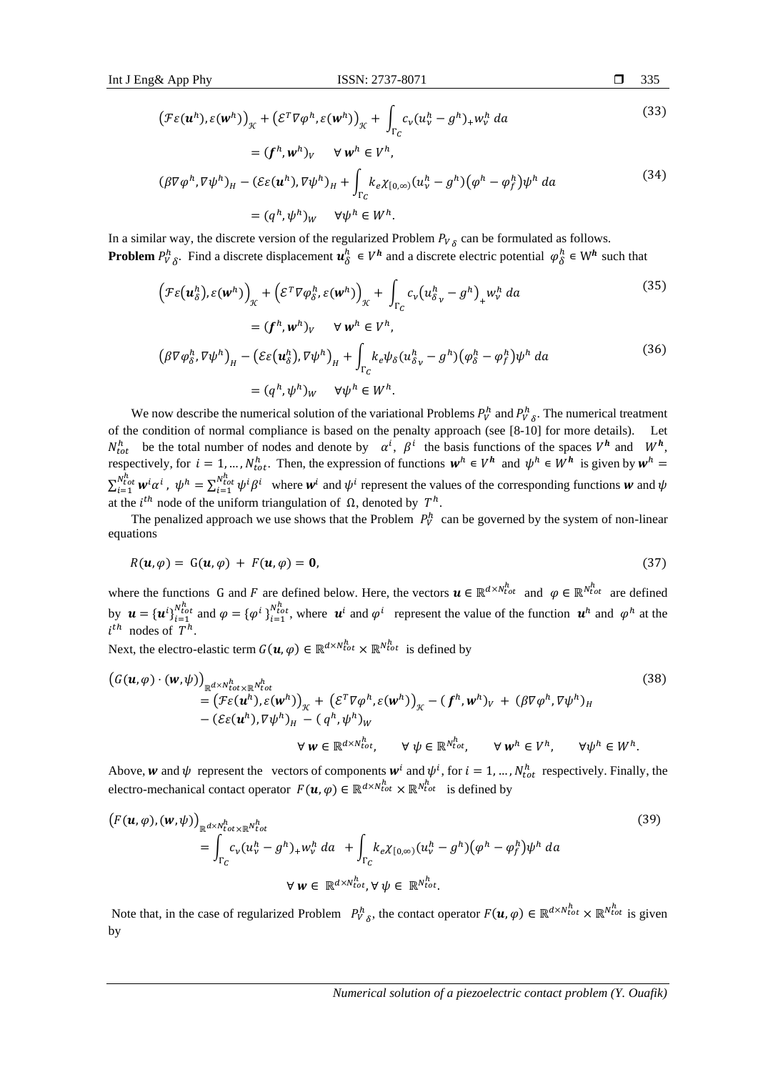$$
\begin{aligned}
&\left(\mathcal{F}\varepsilon(\boldsymbol{u}^h),\varepsilon(\boldsymbol{w}^h)\right)_{\mathcal{H}}+\left(\mathcal{E}^T\nabla\varphi^h,\varepsilon(\boldsymbol{w}^h)\right)_{\mathcal{H}}+\int_{\Gamma_C}c_\nu(u_\nu^h-g^h)_+w_\nu^h\,da \\
&\qquad=(\boldsymbol{f}^h,\boldsymbol{w}^h)_V\qquad\forall\,\boldsymbol{w}^h\in V^h,
\end{aligned}
\tag{33}
$$

$$
\begin{aligned}
&(\beta\nabla\varphi^h,\nabla\psi^h)_H-(\mathcal{E}\varepsilon(\boldsymbol{u}^h),\nabla\psi^h)_H+\int_{\Gamma_C}k_e\chi_{[0,\infty)}(u_\nu^h-g^h)\left(\varphi^h-\varphi_f^h\right)\psi^h\,da \\
&\qquad=(q^h,\psi^h)_W\qquad\forall\psi^h\in W^h.
\end{aligned}
\tag{34}
$$

In a similar way, the discrete version of the regularized Problem $P_{V\,\delta}$ can be formulated as follows.

**Problem** $P_{V\,\delta}^h$. Find a discrete displacement $\boldsymbol{u}_\delta^h\in V^{\boldsymbol{h}}$ and a discrete electric potential $\varphi_\delta^h\in W^{\boldsymbol{h}}$ such that

$$
\begin{aligned}
&\left(\mathcal{F}\varepsilon(\boldsymbol{u}_\delta^h),\varepsilon(\boldsymbol{w}^h)\right)_{\mathcal{H}}+\left(\mathcal{E}^T\nabla\varphi_\delta^h,\varepsilon(\boldsymbol{w}^h)\right)_{\mathcal{H}}+\int_{\Gamma_C}c_\nu\left(u_{\delta\,\nu}^h-g^h\right)_+w_\nu^h\,da \\
&\qquad=(\boldsymbol{f}^h,\boldsymbol{w}^h)_V\qquad\forall\,\boldsymbol{w}^h\in V^h,
\end{aligned}
\tag{35}
$$

$$
\begin{aligned}
&\left(\beta\nabla\varphi_\delta^h,\nabla\psi^h\right)_H-\left(\mathcal{E}\varepsilon(\boldsymbol{u}_\delta^h),\nabla\psi^h\right)_H+\int_{\Gamma_C}k_e\psi_\delta(u_{\delta\,\nu}^h-g^h)\left(\varphi_\delta^h-\varphi_f^h\right)\psi^h\,da \\
&\qquad=(q^h,\psi^h)_W\qquad\forall\psi^h\in W^h.
\end{aligned}
\tag{36}
$$

We now describe the numerical solution of the variational Problems $P_V^h$ and $P_{V\,\delta}^h$. The numerical treatment of the condition of normal compliance is based on the penalty approach (see [8-10] for more details). Let $N_{tot}^h$ be the total number of nodes and denote by $\alpha^i$, $\beta^i$ the basis functions of the spaces $V^{\boldsymbol{h}}$ and $W^{\boldsymbol{h}}$, respectively, for $i=1,\dots,N_{tot}^h$. Then, the expression of functions $\boldsymbol{w}^h\in V^{\boldsymbol{h}}$ and $\psi^h\in W^{\boldsymbol{h}}$ is given by $\boldsymbol{w}^h=\sum_{i=1}^{N_{tot}^h}\boldsymbol{w}^i\alpha^i$, $\psi^h=\sum_{i=1}^{N_{tot}^h}\psi^i\beta^i$ where $\boldsymbol{w}^i$ and $\psi^i$ represent the values of the corresponding functions $\boldsymbol{w}$ and $\psi$ at the $i^{th}$ node of the uniform triangulation of $\Omega$, denoted by $T^h$.

The penalized approach we use shows that the Problem $P_V^h$ can be governed by the system of non-linear equations

$$
R(\boldsymbol{u},\varphi)=\mathrm{G}(\boldsymbol{u},\varphi)+F(\boldsymbol{u},\varphi)=\boldsymbol{0},
\tag{37}
$$

where the functions G and $F$ are defined below. Here, the vectors $\boldsymbol{u}\in\mathbb{R}^{d\times N_{tot}^h}$ and $\varphi\in\mathbb{R}^{N_{tot}^h}$ are defined by $\boldsymbol{u}=\{\boldsymbol{u}^i\}_{i=1}^{N_{tot}^h}$ and $\varphi=\{\varphi^i\}_{i=1}^{N_{tot}^h}$, where $\boldsymbol{u}^i$ and $\varphi^i$ represent the value of the function $\boldsymbol{u}^h$ and $\varphi^h$ at the $i^{th}$ nodes of $T^h$.

Next, the electro-elastic term $G(\boldsymbol{u},\varphi)\in\mathbb{R}^{d\times N_{tot}^h}\times\mathbb{R}^{N_{tot}^h}$ is defined by

$$
\begin{aligned}
&\left(G(\boldsymbol{u},\varphi)\cdot(\boldsymbol{w},\psi)\right)_{\mathbb{R}^{d\times N_{tot}^h}\times\mathbb{R}^{N_{tot}^h}} \\
&\quad=\left(\mathcal{F}\varepsilon(\boldsymbol{u}^h),\varepsilon(\boldsymbol{w}^h)\right)_{\mathcal{H}}+\left(\mathcal{E}^T\nabla\varphi^h,\varepsilon(\boldsymbol{w}^h)\right)_{\mathcal{H}}-(\boldsymbol{f}^h,\boldsymbol{w}^h)_V+(\beta\nabla\varphi^h,\nabla\psi^h)_H \\
&\quad-(\mathcal{E}\varepsilon(\boldsymbol{u}^h),\nabla\psi^h)_H-(q^h,\psi^h)_W \\
&\qquad\qquad\forall\,\boldsymbol{w}\in\mathbb{R}^{d\times N_{tot}^h},\qquad\forall\,\psi\in\mathbb{R}^{N_{tot}^h},\qquad\forall\,\boldsymbol{w}^h\in V^h,\qquad\forall\psi^h\in W^h.
\end{aligned}
\tag{38}
$$

Above, $\boldsymbol{w}$ and $\psi$ represent the vectors of components $\boldsymbol{w}^i$ and $\psi^i$, for $i=1,\dots,N_{tot}^h$ respectively. Finally, the electro-mechanical contact operator $F(\boldsymbol{u},\varphi)\in\mathbb{R}^{d\times N_{tot}^h}\times\mathbb{R}^{N_{tot}^h}$ is defined by

$$
\begin{aligned}
&\left(F(\boldsymbol{u},\varphi),(\boldsymbol{w},\psi)\right)_{\mathbb{R}^{d\times N_{tot}^h}\times\mathbb{R}^{N_{tot}^h}} \\
&\quad=\int_{\Gamma_C}c_\nu(u_\nu^h-g^h)_+w_\nu^h\,da+\int_{\Gamma_C}k_e\chi_{[0,\infty)}(u_\nu^h-g^h)\left(\varphi^h-\varphi_f^h\right)\psi^h\,da \\
&\qquad\qquad\forall\,\boldsymbol{w}\in\mathbb{R}^{d\times N_{tot}^h},\forall\,\psi\in\mathbb{R}^{N_{tot}^h}.
\end{aligned}
\tag{39}
$$

Note that, in the case of regularized Problem $P_{V\,\delta}^h$, the contact operator $F(\boldsymbol{u},\varphi)\in\mathbb{R}^{d\times N_{tot}^h}\times\mathbb{R}^{N_{tot}^h}$ is given by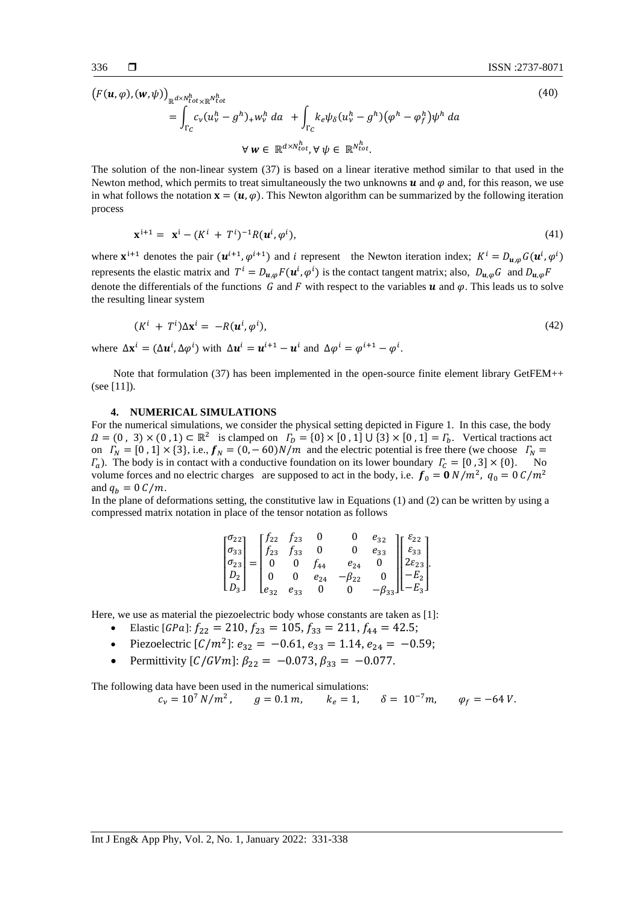$$
\begin{aligned}
\left(F(\boldsymbol{u},\varphi),(\boldsymbol{w},\psi)\right)_{\mathbb{R}^{d\times N_{tot}^h}\times\mathbb{R}^{N_{tot}^h}} \\
&= \int_{\Gamma_C} c_\nu (u_\nu^h - g^h)_+ w_\nu^h \, da \; + \int_{\Gamma_C} k_e \psi_\delta (u_\nu^h - g^h)\left(\varphi^h - \varphi_f^h\right)\psi^h \, da \\
&\qquad \forall\, \boldsymbol{w} \in \mathbb{R}^{d\times N_{tot}^h}, \forall\, \psi \in \mathbb{R}^{N_{tot}^h}.
\end{aligned} \tag{40}
$$

The solution of the non-linear system (37) is based on a linear iterative method similar to that used in the Newton method, which permits to treat simultaneously the two unknowns $\boldsymbol{u}$ and $\varphi$ and, for this reason, we use in what follows the notation $\mathbf{x} = (\boldsymbol{u}, \varphi)$. This Newton algorithm can be summarized by the following iteration process

$$
\mathbf{x}^{i+1} = \mathbf{x}^{i} - (K^i + T^i)^{-1} R(\boldsymbol{u}^i, \varphi^i), \tag{41}
$$

where $\mathbf{x}^{i+1}$ denotes the pair $(\boldsymbol{u}^{i+1}, \varphi^{i+1})$ and $i$ represent the Newton iteration index; $K^i = D_{\boldsymbol{u},\varphi} G(\boldsymbol{u}^i, \varphi^i)$ represents the elastic matrix and $T^i = D_{\boldsymbol{u},\varphi} F(\boldsymbol{u}^i, \varphi^i)$ is the contact tangent matrix; also, $D_{\boldsymbol{u},\varphi} G$ and $D_{\boldsymbol{u},\varphi} F$ denote the differentials of the functions $G$ and $F$ with respect to the variables $\boldsymbol{u}$ and $\varphi$. This leads us to solve the resulting linear system

$$
(K^i + T^i)\Delta\mathbf{x}^i = -R(\boldsymbol{u}^i, \varphi^i), \tag{42}
$$

where $\Delta\mathbf{x}^i = (\Delta\boldsymbol{u}^i, \Delta\varphi^i)$ with $\Delta\boldsymbol{u}^i = \boldsymbol{u}^{i+1} - \boldsymbol{u}^i$ and $\Delta\varphi^i = \varphi^{i+1} - \varphi^i$.

Note that formulation (37) has been implemented in the open-source finite element library GetFEM++ (see [11]).

## 4. NUMERICAL SIMULATIONS

For the numerical simulations, we consider the physical setting depicted in Figure 1. In this case, the body $\Omega = (0\,,\,3) \times (0\,,1) \subset \mathbb{R}^2$ is clamped on $\Gamma_D = \{0\} \times [0\,,1] \cup \{3\} \times [0\,,1] = \Gamma_b$. Vertical tractions act on $\Gamma_N = [0\,,1] \times \{3\}$, i.e., $\boldsymbol{f}_N = (0, -60)N/m$ and the electric potential is free there (we choose $\Gamma_N = \Gamma_a$). The body is in contact with a conductive foundation on its lower boundary $\Gamma_C = [0\,,3] \times \{0\}$. No volume forces and no electric charges are supposed to act in the body, i.e. $\boldsymbol{f}_0 = \boldsymbol{0}\, N/m^2$, $q_0 = 0\, C/m^2$ and $q_b = 0\, C/m$.

In the plane of deformations setting, the constitutive law in Equations (1) and (2) can be written by using a compressed matrix notation in place of the tensor notation as follows

$$
\begin{bmatrix} \sigma_{22} \\ \sigma_{33} \\ \sigma_{23} \\ D_2 \\ D_3 \end{bmatrix} = \begin{bmatrix} f_{22} & f_{23} & 0 & 0 & e_{32} \\ f_{23} & f_{33} & 0 & 0 & e_{33} \\ 0 & 0 & f_{44} & e_{24} & 0 \\ 0 & 0 & e_{24} & -\beta_{22} & 0 \\ e_{32} & e_{33} & 0 & 0 & -\beta_{33} \end{bmatrix} \begin{bmatrix} \varepsilon_{22} \\ \varepsilon_{33} \\ 2\varepsilon_{23} \\ -E_2 \\ -E_3 \end{bmatrix}.
$$

Here, we use as material the piezoelectric body whose constants are taken as [1]:

- Elastic $[GPa]$: $f_{22} = 210$, $f_{23} = 105$, $f_{33} = 211$, $f_{44} = 42.5$;
- Piezoelectric $[C/m^2]$: $e_{32} = -0.61$, $e_{33} = 1.14$, $e_{24} = -0.59$;
- Permittivity $[C/GVm]$: $\beta_{22} = -0.073$, $\beta_{33} = -0.077$.

The following data have been used in the numerical simulations:

$$
c_\nu = 10^7\, N/m^2, \qquad g = 0.1\, m, \qquad k_e = 1, \qquad \delta = 10^{-7} m, \qquad \varphi_f = -64\, V.
$$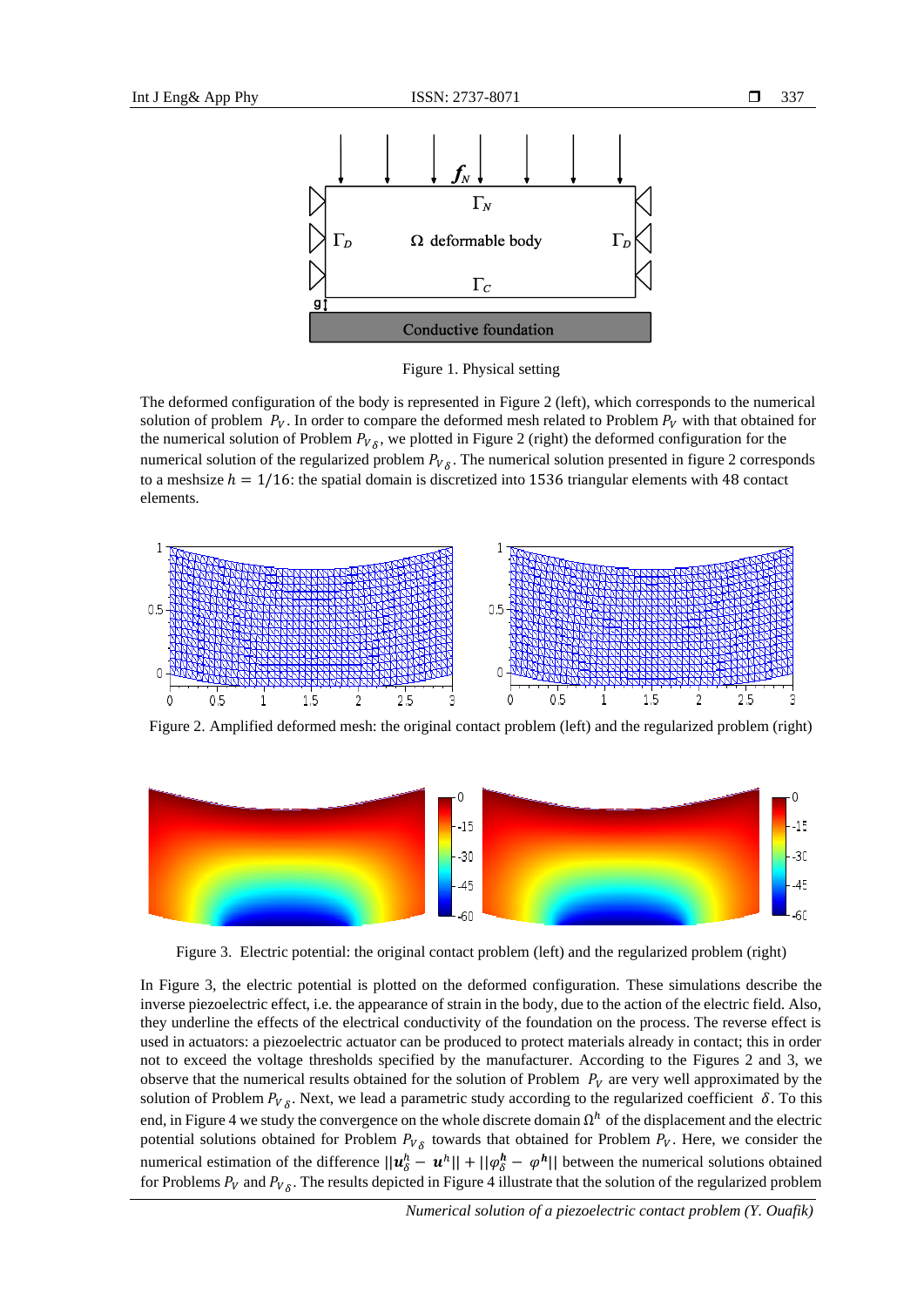Figure 1. Physical setting

The deformed configuration of the body is represented in Figure 2 (left), which corresponds to the numerical solution of problem $P_V$. In order to compare the deformed mesh related to Problem $P_V$ with that obtained for the numerical solution of Problem $P_{V_\delta}$, we plotted in Figure 2 (right) the deformed configuration for the numerical solution of the regularized problem $P_{V_\delta}$. The numerical solution presented in figure 2 corresponds to a meshsize $h = 1/16$: the spatial domain is discretized into 1536 triangular elements with 48 contact elements.

Figure 2. Amplified deformed mesh: the original contact problem (left) and the regularized problem (right)

Figure 3. Electric potential: the original contact problem (left) and the regularized problem (right)

In Figure 3, the electric potential is plotted on the deformed configuration. These simulations describe the inverse piezoelectric effect, i.e. the appearance of strain in the body, due to the action of the electric field. Also, they underline the effects of the electrical conductivity of the foundation on the process. The reverse effect is used in actuators: a piezoelectric actuator can be produced to protect materials already in contact; this in order not to exceed the voltage thresholds specified by the manufacturer. According to the Figures 2 and 3, we observe that the numerical results obtained for the solution of Problem $P_V$ are very well approximated by the solution of Problem $P_{V_\delta}$. Next, we lead a parametric study according to the regularized coefficient $\delta$. To this end, in Figure 4 we study the convergence on the whole discrete domain $\Omega^h$ of the displacement and the electric potential solutions obtained for Problem $P_{V_\delta}$ towards that obtained for Problem $P_V$. Here, we consider the numerical estimation of the difference $||\boldsymbol{u}_\delta^h - \boldsymbol{u}^h|| + ||\varphi_\delta^{\boldsymbol{h}} - \varphi^{\boldsymbol{h}}||$ between the numerical solutions obtained for Problems $P_V$ and $P_{V_\delta}$. The results depicted in Figure 4 illustrate that the solution of the regularized problem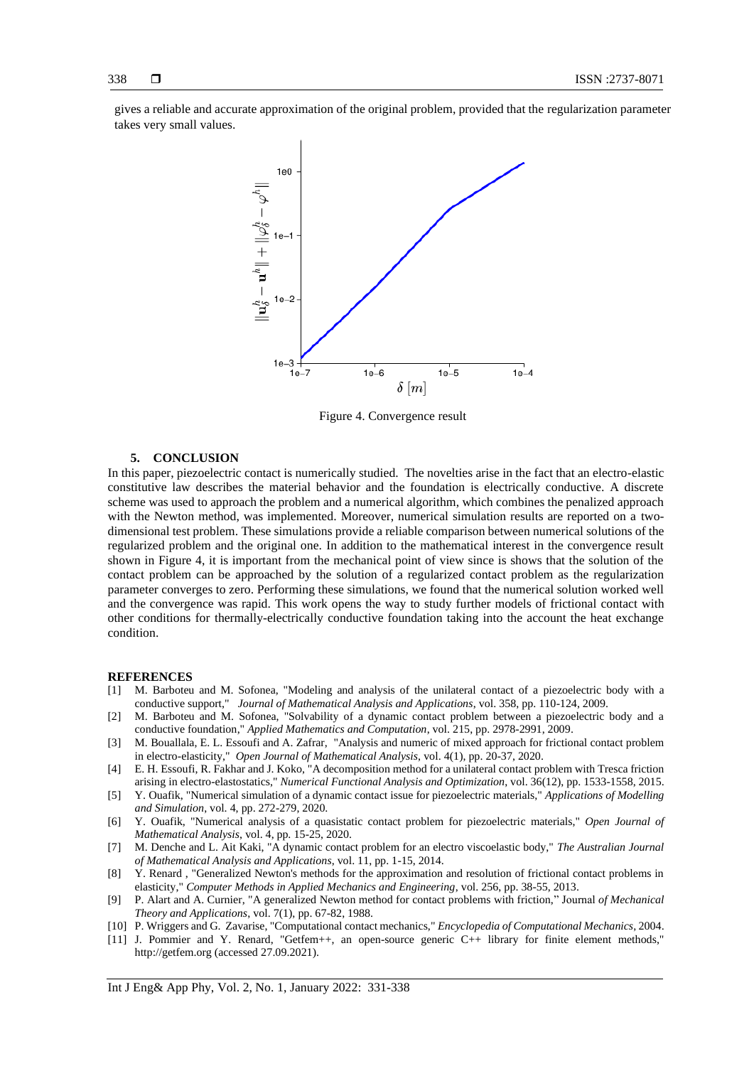gives a reliable and accurate approximation of the original problem, provided that the regularization parameter takes very small values.

1e0

1e−1

1e−2

1e−3

1e−7

1e−6

1e−5

1e−4

$\|\mathbf{u}_\delta^h - \mathbf{u}^h\| + \|\varphi_\delta^h - \varphi^h\|$

$\delta\ [m]$

Figure 4. Convergence result

## 5. CONCLUSION

In this paper, piezoelectric contact is numerically studied. The novelties arise in the fact that an electro-elastic constitutive law describes the material behavior and the foundation is electrically conductive. A discrete scheme was used to approach the problem and a numerical algorithm, which combines the penalized approach with the Newton method, was implemented. Moreover, numerical simulation results are reported on a two-dimensional test problem. These simulations provide a reliable comparison between numerical solutions of the regularized problem and the original one. In addition to the mathematical interest in the convergence result shown in Figure 4, it is important from the mechanical point of view since is shows that the solution of the contact problem can be approached by the solution of a regularized contact problem as the regularization parameter converges to zero. Performing these simulations, we found that the numerical solution worked well and the convergence was rapid. This work opens the way to study further models of frictional contact with other conditions for thermally-electrically conductive foundation taking into the account the heat exchange condition.

## REFERENCES

[1] M. Barboteu and M. Sofonea, "Modeling and analysis of the unilateral contact of a piezoelectric body with a conductive support," *Journal of Mathematical Analysis and Applications*, vol. 358, pp. 110-124, 2009.

[2] M. Barboteu and M. Sofonea, "Solvability of a dynamic contact problem between a piezoelectric body and a conductive foundation," *Applied Mathematics and Computation*, vol. 215, pp. 2978-2991, 2009.

[3] M. Bouallala, E. L. Essoufi and A. Zafrar, "Analysis and numeric of mixed approach for frictional contact problem in electro-elasticity," *Open Journal of Mathematical Analysis*, vol. 4(1), pp. 20-37, 2020.

[4] E. H. Essoufi, R. Fakhar and J. Koko, "A decomposition method for a unilateral contact problem with Tresca friction arising in electro-elastostatics," *Numerical Functional Analysis and Optimization*, vol. 36(12), pp. 1533-1558, 2015.

[5] Y. Ouafik, "Numerical simulation of a dynamic contact issue for piezoelectric materials," *Applications of Modelling and Simulation*, vol. 4, pp. 272-279, 2020.

[6] Y. Ouafik, "Numerical analysis of a quasistatic contact problem for piezoelectric materials," *Open Journal of Mathematical Analysis*, vol. 4, pp. 15-25, 2020.

[7] M. Denche and L. Ait Kaki, "A dynamic contact problem for an electro viscoelastic body," *The Australian Journal of Mathematical Analysis and Applications*, vol. 11, pp. 1-15, 2014.

[8] Y. Renard , "Generalized Newton's methods for the approximation and resolution of frictional contact problems in elasticity," *Computer Methods in Applied Mechanics and Engineering*, vol. 256, pp. 38-55, 2013.

[9] P. Alart and A. Curnier, "A generalized Newton method for contact problems with friction," Journal *of Mechanical Theory and Applications*, vol. 7(1), pp. 67-82, 1988.

[10] P. Wriggers and G. Zavarise, "Computational contact mechanics," *Encyclopedia of Computational Mechanics*, 2004.

[11] J. Pommier and Y. Renard, "Getfem++, an open-source generic C++ library for finite element methods," http://getfem.org (accessed 27.09.2021).